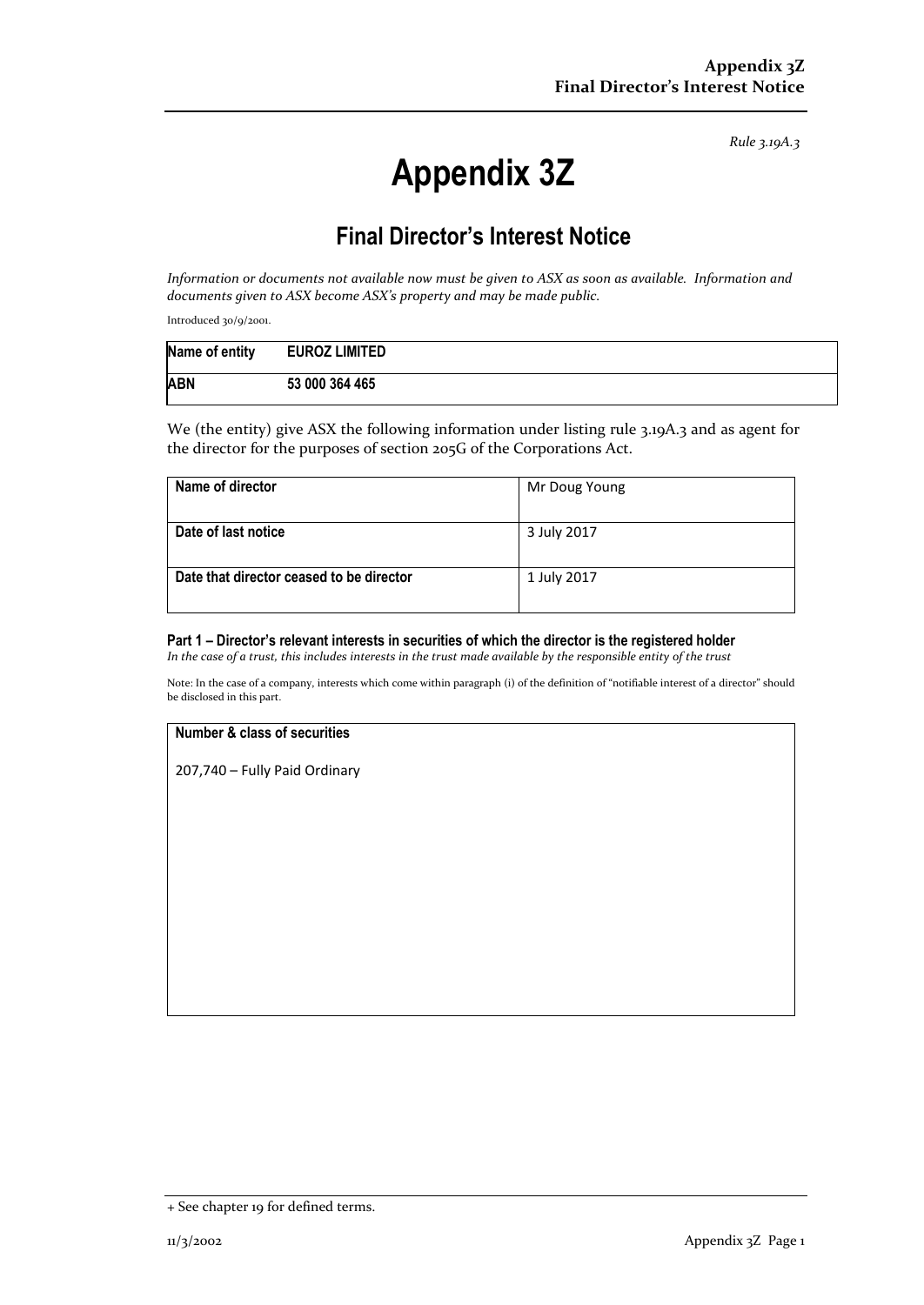*Rule 3.19A.3*

# Appendix 3Z

## Final Director's Interest Notice

*Information or documents not available now must be given to ASX as soon as available. Information and documents given to ASX become ASX's property and may be made public.*

Introduced 30/9/2001.

| Name of entity | EUROZ LIMITED |
|---|---|
| ABN | 53 000 364 465 |

We (the entity) give ASX the following information under listing rule 3.19A.3 and as agent for the director for the purposes of section 205G of the Corporations Act.

| Name of director | Mr Doug Young |
|---|---|
| Date of last notice | 3 July 2017 |
| Date that director ceased to be director | 1 July 2017 |

**Part 1 – Director's relevant interests in securities of which the director is the registered holder**
*In the case of a trust, this includes interests in the trust made available by the responsible entity of the trust*

Note: In the case of a company, interests which come within paragraph (i) of the definition of "notifiable interest of a director" should be disclosed in this part.

| Number & class of securities |
|---|
| 207,740 – Fully Paid Ordinary |

+ See chapter 19 for defined terms.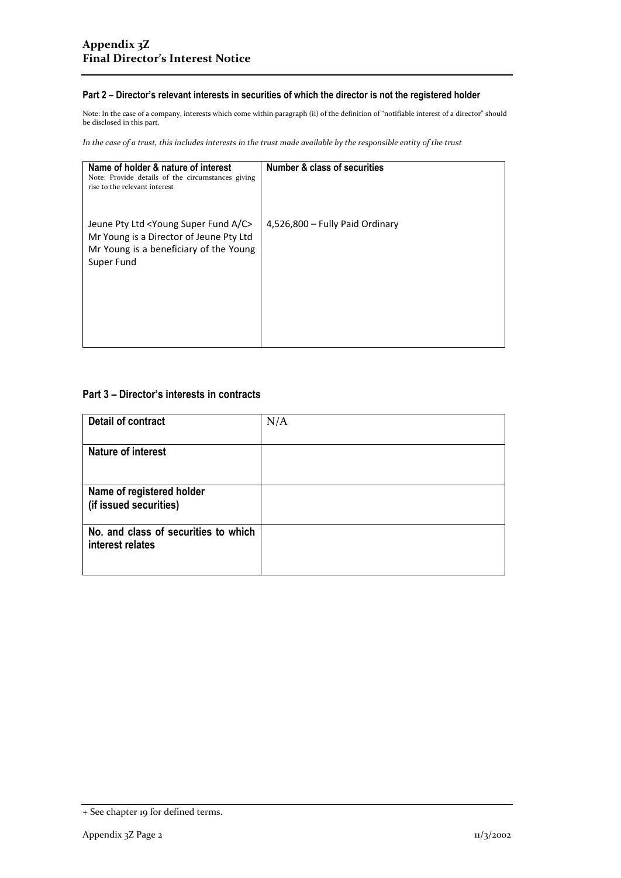## Part 2 – Director's relevant interests in securities of which the director is not the registered holder

Note: In the case of a company, interests which come within paragraph (ii) of the definition of "notifiable interest of a director" should be disclosed in this part.

*In the case of a trust, this includes interests in the trust made available by the responsible entity of the trust*

| **Name of holder & nature of interest**<br>Note: Provide details of the circumstances giving rise to the relevant interest | **Number & class of securities** |
|---|---|
| Jeune Pty Ltd <Young Super Fund A/C><br>Mr Young is a Director of Jeune Pty Ltd<br>Mr Young is a beneficiary of the Young Super Fund | 4,526,800 – Fully Paid Ordinary |

## Part 3 – Director's interests in contracts

| | |
|---|---|
| **Detail of contract** | N/A |
| **Nature of interest** | |
| **Name of registered holder (if issued securities)** | |
| **No. and class of securities to which interest relates** | |

+ See chapter 19 for defined terms.